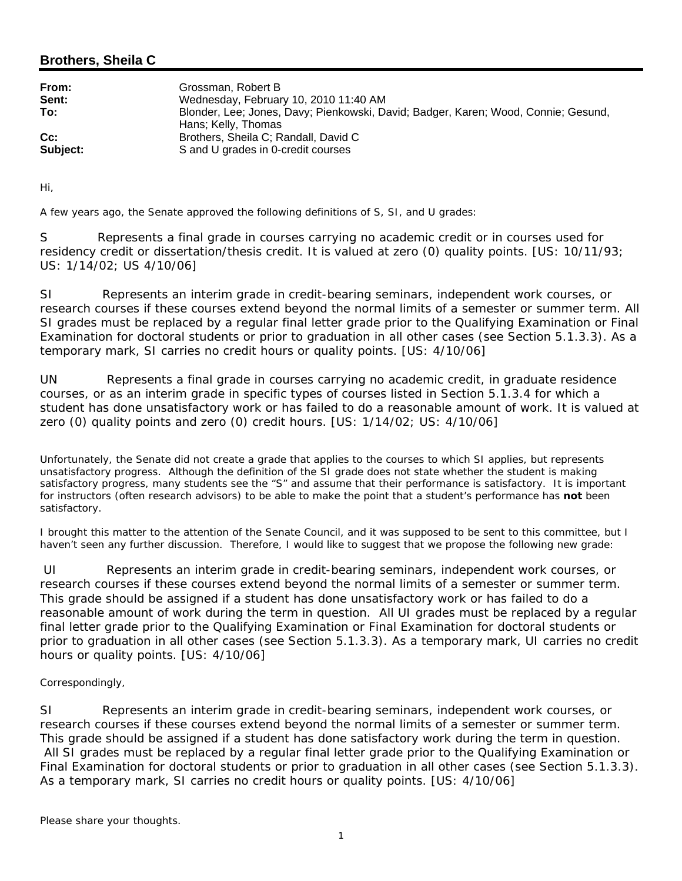## Brothers, Sheila C

| | |
|---|---|
| **From:** | Grossman, Robert B |
| **Sent:** | Wednesday, February 10, 2010 11:40 AM |
| **To:** | Blonder, Lee; Jones, Davy; Pienkowski, David; Badger, Karen; Wood, Connie; Gesund, Hans; Kelly, Thomas |
| **Cc:** | Brothers, Sheila C; Randall, David C |
| **Subject:** | S and U grades in 0-credit courses |

Hi,

A few years ago, the Senate approved the following definitions of S, SI, and U grades:

S Represents a final grade in courses carrying no academic credit or in courses used for residency credit or dissertation/thesis credit. It is valued at zero (0) quality points. [US: 10/11/93; US: 1/14/02; US 4/10/06]

SI Represents an interim grade in credit-bearing seminars, independent work courses, or research courses if these courses extend beyond the normal limits of a semester or summer term. All SI grades must be replaced by a regular final letter grade prior to the Qualifying Examination or Final Examination for doctoral students or prior to graduation in all other cases (see Section 5.1.3.3). As a temporary mark, SI carries no credit hours or quality points. [US: 4/10/06]

UN Represents a final grade in courses carrying no academic credit, in graduate residence courses, or as an interim grade in specific types of courses listed in Section 5.1.3.4 for which a student has done unsatisfactory work or has failed to do a reasonable amount of work. It is valued at zero (0) quality points and zero (0) credit hours. [US: 1/14/02; US: 4/10/06]

Unfortunately, the Senate did not create a grade that applies to the courses to which SI applies, but represents unsatisfactory progress. Although the definition of the SI grade does not state whether the student is making satisfactory progress, many students see the "S" and assume that their performance is satisfactory. It is important for instructors (often research advisors) to be able to make the point that a student's performance has **not** been satisfactory.

I brought this matter to the attention of the Senate Council, and it was supposed to be sent to this committee, but I haven't seen any further discussion. Therefore, I would like to suggest that we propose the following new grade:

UI Represents an interim grade in credit-bearing seminars, independent work courses, or research courses if these courses extend beyond the normal limits of a semester or summer term. This grade should be assigned if a student has done unsatisfactory work or has failed to do a reasonable amount of work during the term in question. All UI grades must be replaced by a regular final letter grade prior to the Qualifying Examination or Final Examination for doctoral students or prior to graduation in all other cases (see Section 5.1.3.3). As a temporary mark, UI carries no credit hours or quality points. [US: 4/10/06]

Correspondingly,

SI Represents an interim grade in credit-bearing seminars, independent work courses, or research courses if these courses extend beyond the normal limits of a semester or summer term. This grade should be assigned if a student has done satisfactory work during the term in question. All SI grades must be replaced by a regular final letter grade prior to the Qualifying Examination or Final Examination for doctoral students or prior to graduation in all other cases (see Section 5.1.3.3). As a temporary mark, SI carries no credit hours or quality points. [US: 4/10/06]

Please share your thoughts.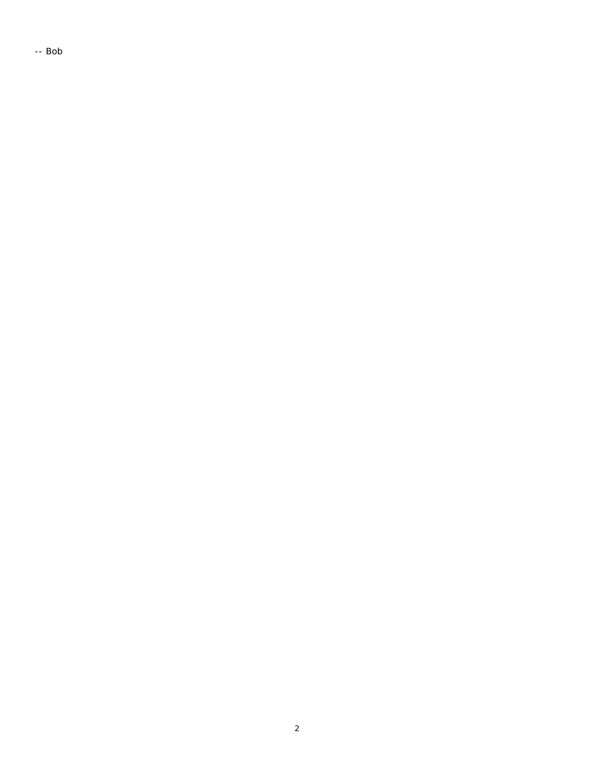-- Bob